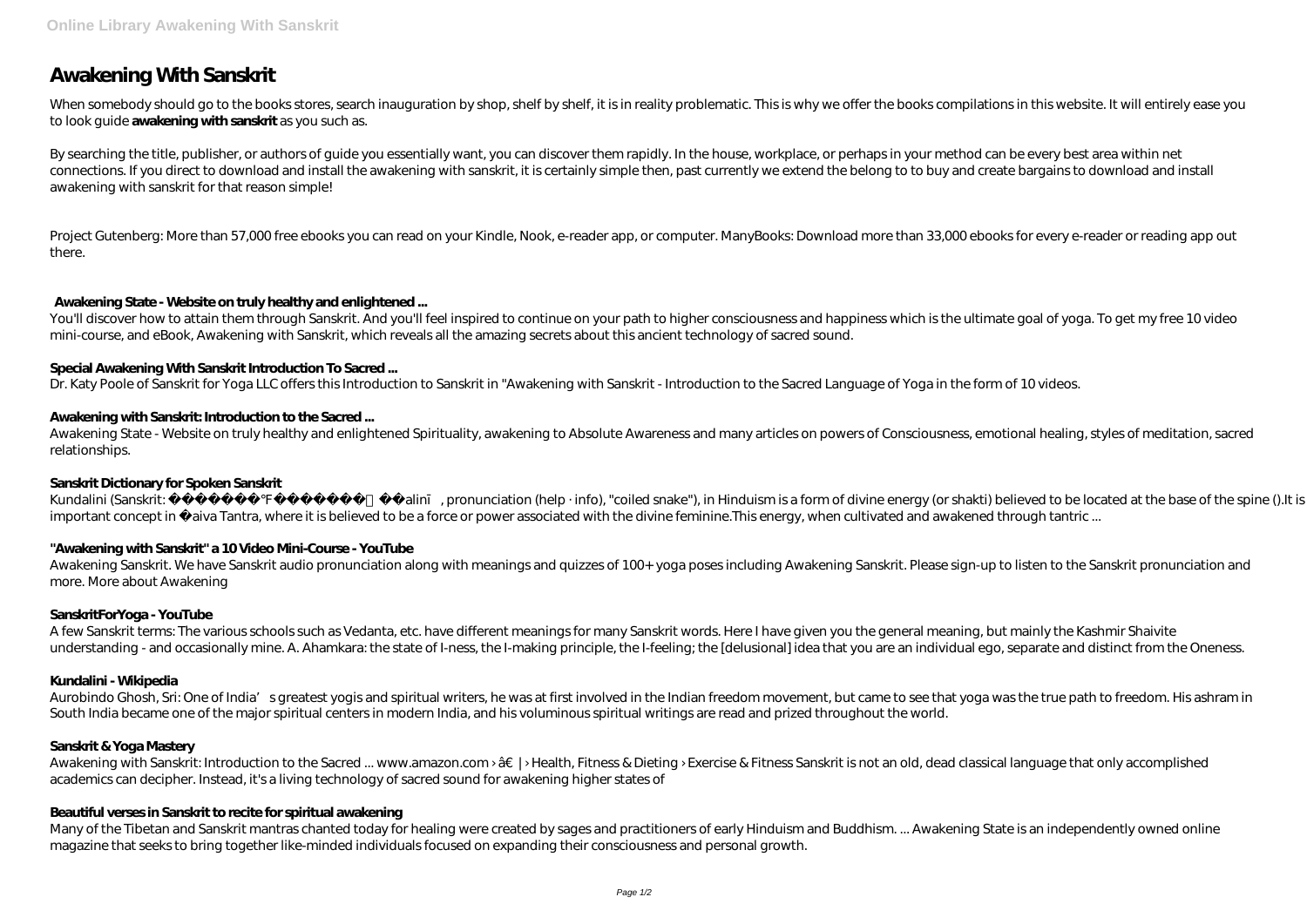# Awakening With Sanskrit

When somebody should go to the books stores, search inauguration by shop, shelf by shelf, it is in reality problematic. This is why we offer the books compilations in this website. It will entirely ease you to look guide **awakening with sanskrit** as you such as.

By searching the title, publisher, or authors of guide you essentially want, you can discover them rapidly. In the house, workplace, or perhaps in your method can be every best area within net connections. If you direct to download and install the awakening with sanskrit, it is certainly simple then, past currently we extend the belong to to buy and create bargains to download and install awakening with sanskrit for that reason simple!

Project Gutenberg: More than 57,000 free ebooks you can read on your Kindle, Nook, e-reader app, or computer. ManyBooks: Download more than 33,000 ebooks for every e-reader or reading app out there.

### Awakening State - Website on truly healthy and enlightened ...

You'll discover how to attain them through Sanskrit. And you'll feel inspired to continue on your path to higher consciousness and happiness which is the ultimate goal of yoga. To get my free 10 video mini-course, and eBook, Awakening with Sanskrit, which reveals all the amazing secrets about this ancient technology of sacred sound.

### Special Awakening With Sanskrit Introduction To Sacred ...

Dr. Katy Poole of Sanskrit for Yoga LLC offers this Introduction to Sanskrit in "Awakening with Sanskrit - Introduction to the Sacred Language of Yoga in the form of 10 videos.

### Awakening with Sanskrit: Introduction to the Sacred ...

Awakening State - Website on truly healthy and enlightened Spirituality, awakening to Absolute Awareness and many articles on powers of Consciousness, emotional healing, styles of meditation, sacred relationships.

### Sanskrit Dictionary for Spoken Sanskrit

Kundalini (Sanskrit: कुण्डलिनी alinī, pronunciation (help · info), "coiled snake"), in Hinduism is a form of divine energy (or shakti) believed to be located at the base of the spine ().It is important concept in aiva Tantra, where it is believed to be a force or power associated with the divine feminine.This energy, when cultivated and awakened through tantric ...

### "Awakening with Sanskrit" a 10 Video Mini-Course - YouTube

Awakening Sanskrit. We have Sanskrit audio pronunciation along with meanings and quizzes of 100+ yoga poses including Awakening Sanskrit. Please sign-up to listen to the Sanskrit pronunciation and more. More about Awakening

### SanskritForYoga - YouTube

A few Sanskrit terms: The various schools such as Vedanta, etc. have different meanings for many Sanskrit words. Here I have given you the general meaning, but mainly the Kashmir Shaivite understanding - and occasionally mine. A. Ahamkara: the state of I-ness, the I-making principle, the I-feeling; the [delusional] idea that you are an individual ego, separate and distinct from the Oneness.

### Kundalini - Wikipedia

Aurobindo Ghosh, Sri: One of India's greatest yogis and spiritual writers, he was at first involved in the Indian freedom movement, but came to see that yoga was the true path to freedom. His ashram in South India became one of the major spiritual centers in modern India, and his voluminous spiritual writings are read and prized throughout the world.

### Sanskrit & Yoga Mastery

Awakening with Sanskrit: Introduction to the Sacred ... www.amazon.com › â€ | › Health, Fitness & Dieting › Exercise & Fitness Sanskrit is not an old, dead classical language that only accomplished academics can decipher. Instead, it's a living technology of sacred sound for awakening higher states of

### Beautiful verses in Sanskrit to recite for spiritual awakening

Many of the Tibetan and Sanskrit mantras chanted today for healing were created by sages and practitioners of early Hinduism and Buddhism. ... Awakening State is an independently owned online magazine that seeks to bring together like-minded individuals focused on expanding their consciousness and personal growth.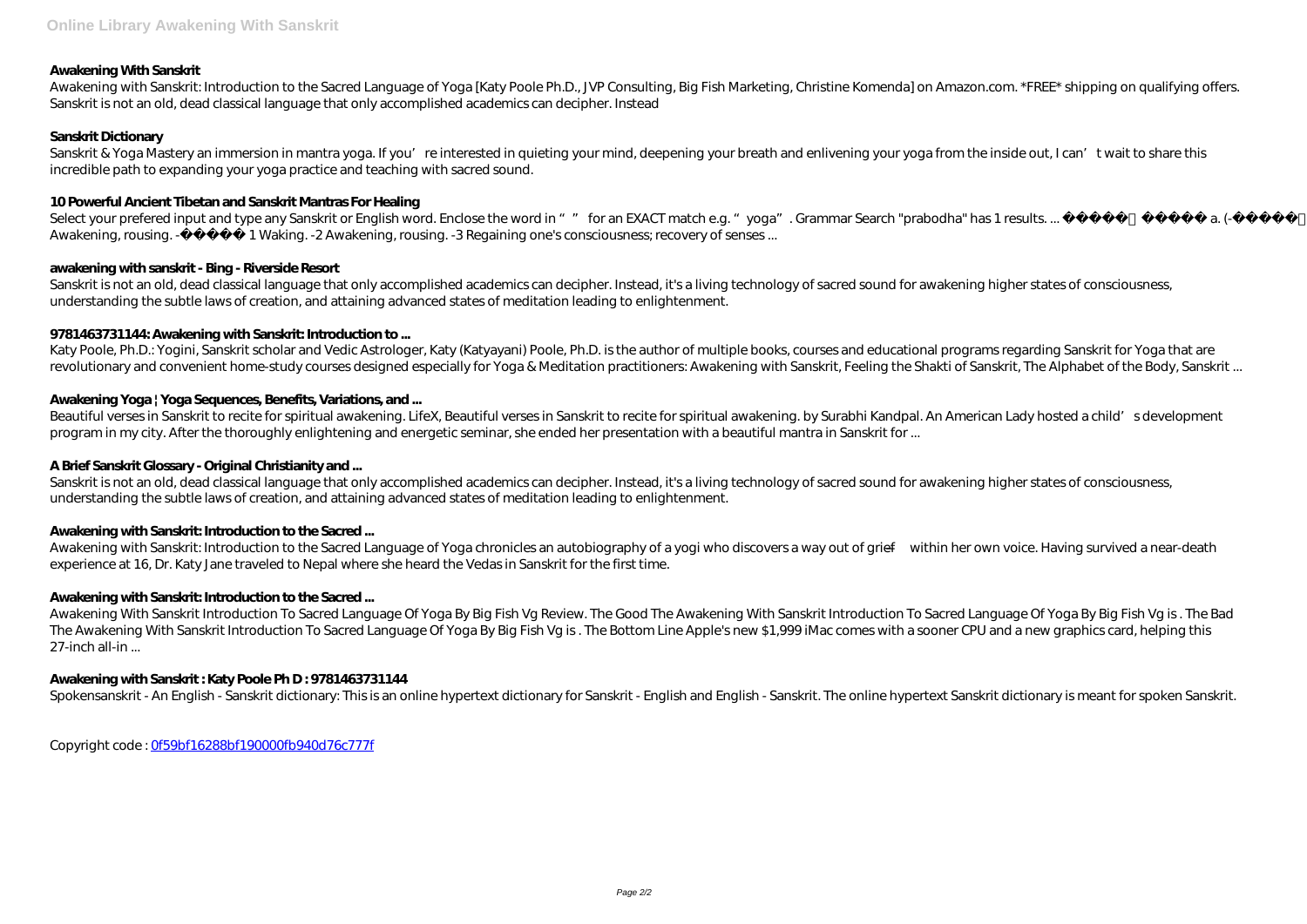## Awakening With Sanskrit

Awakening with Sanskrit: Introduction to the Sacred Language of Yoga [Katy Poole Ph.D., JVP Consulting, Big Fish Marketing, Christine Komenda] on Amazon.com. *FREE* shipping on qualifying offers. Sanskrit is not an old, dead classical language that only accomplished academics can decipher. Instead

## Sanskrit Dictionary

Sanskrit & Yoga Mastery an immersion in mantra yoga. If you're interested in quieting your mind, deepening your breath and enlivening your yoga from the inside out, I can't wait to share this incredible path to expanding your yoga practice and teaching with sacred sound.

## 10 Powerful Ancient Tibetan and Sanskrit Mantras For Healing

Select your prefered input and type any Sanskrit or English word. Enclose the word in "" for an EXACT match e.g. "yoga". Grammar Search "prabodha" has 1 results. ... a. (- Awakening, rousing. - 1 Waking. -2 Awakening, rousing. -3 Regaining one's consciousness; recovery of senses ...

## awakening with sanskrit - Bing - Riverside Resort

Sanskrit is not an old, dead classical language that only accomplished academics can decipher. Instead, it's a living technology of sacred sound for awakening higher states of consciousness, understanding the subtle laws of creation, and attaining advanced states of meditation leading to enlightenment.

## 9781463731144: Awakening with Sanskrit: Introduction to ...

Katy Poole, Ph.D.: Yogini, Sanskrit scholar and Vedic Astrologer, Katy (Katyayani) Poole, Ph.D. is the author of multiple books, courses and educational programs regarding Sanskrit for Yoga that are revolutionary and convenient home-study courses designed especially for Yoga & Meditation practitioners: Awakening with Sanskrit, Feeling the Shakti of Sanskrit, The Alphabet of the Body, Sanskrit ...

## Awakening Yoga | Yoga Sequences, Benefits, Variations, and ...

Beautiful verses in Sanskrit to recite for spiritual awakening. LifeX, Beautiful verses in Sanskrit to recite for spiritual awakening. by Surabhi Kandpal. An American Lady hosted a child's development program in my city. After the thoroughly enlightening and energetic seminar, she ended her presentation with a beautiful mantra in Sanskrit for ...

## A Brief Sanskrit Glossary - Original Christianity and ...

Sanskrit is not an old, dead classical language that only accomplished academics can decipher. Instead, it's a living technology of sacred sound for awakening higher states of consciousness, understanding the subtle laws of creation, and attaining advanced states of meditation leading to enlightenment.

## Awakening with Sanskrit: Introduction to the Sacred ...

Awakening with Sanskrit: Introduction to the Sacred Language of Yoga chronicles an autobiography of a yogi who discovers a way out of grief—within her own voice. Having survived a near-death experience at 16, Dr. Katy Jane traveled to Nepal where she heard the Vedas in Sanskrit for the first time.

## Awakening with Sanskrit: Introduction to the Sacred ...

Awakening With Sanskrit Introduction To Sacred Language Of Yoga By Big Fish Vg Review. The Good The Awakening With Sanskrit Introduction To Sacred Language Of Yoga By Big Fish Vg is . The Bad The Awakening With Sanskrit Introduction To Sacred Language Of Yoga By Big Fish Vg is . The Bottom Line Apple's new $1,999 iMac comes with a sooner CPU and a new graphics card, helping this 27-inch all-in ...

## Awakening with Sanskrit : Katy Poole Ph D : 9781463731144

Spokensanskrit - An English - Sanskrit dictionary: This is an online hypertext dictionary for Sanskrit - English and English - Sanskrit. The online hypertext Sanskrit dictionary is meant for spoken Sanskrit.

Copyright code : 0f59bf16288bf190000fb940d76c777f